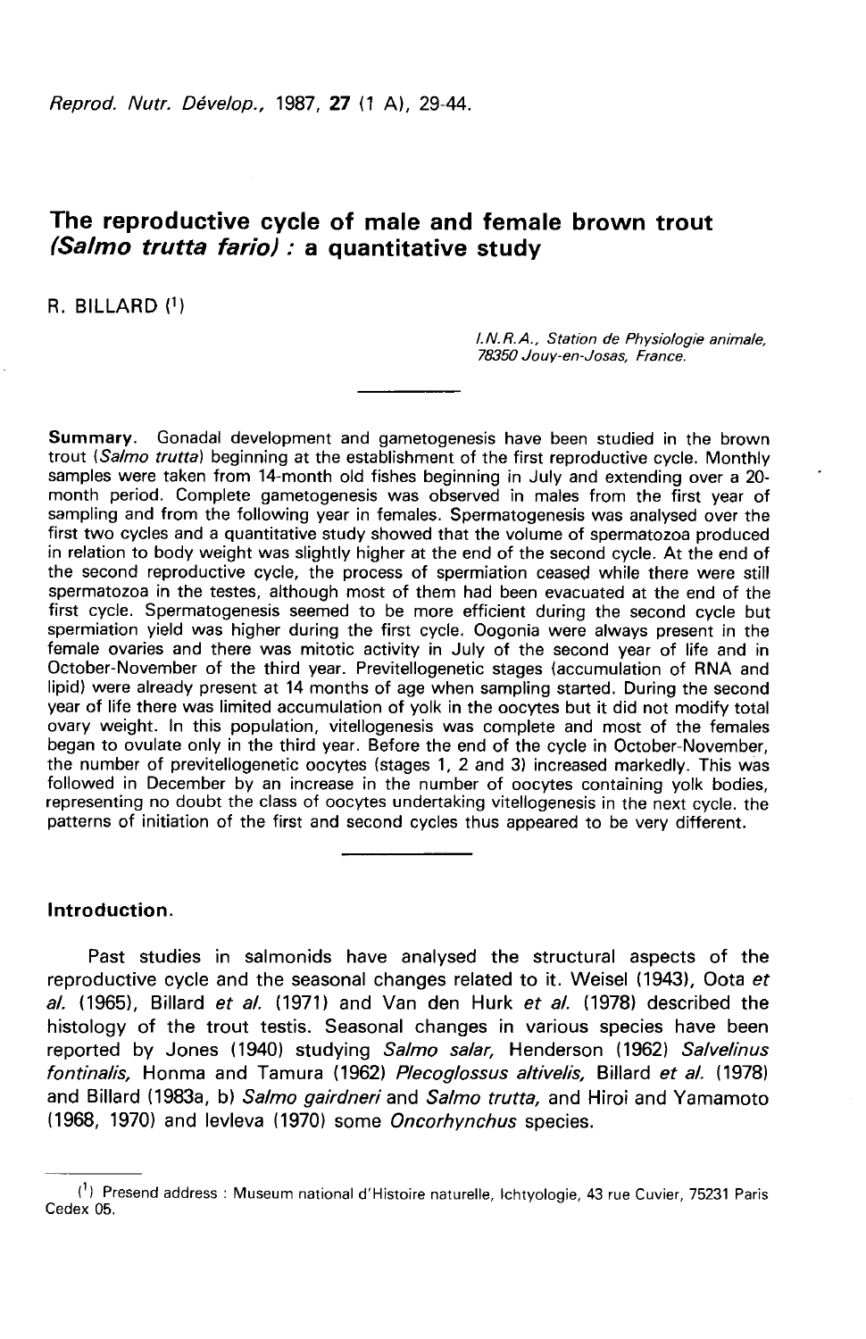# The reproductive cycle of male and female brown trout (*Salmo trutta fario*) : a quantitative study

R. BILLARD [1]

*I.N.R.A., Station de Physiologie animale, 78350 Jouy-en-Josas, France.*

---

**Summary.** Gonadal development and gametogenesis have been studied in the brown trout (*Salmo trutta*) beginning at the establishment of the first reproductive cycle. Monthly samples were taken from 14-month old fishes beginning in July and extending over a 20-month period. Complete gametogenesis was observed in males from the first year of sampling and from the following year in females. Spermatogenesis was analysed over the first two cycles and a quantitative study showed that the volume of spermatozoa produced in relation to body weight was slightly higher at the end of the second cycle. At the end of the second reproductive cycle, the process of spermiation ceased while there were still spermatozoa in the testes, although most of them had been evacuated at the end of the first cycle. Spermatogenesis seemed to be more efficient during the second cycle but spermiation yield was higher during the first cycle. Oogonia were always present in the female ovaries and there was mitotic activity in July of the second year of life and in October-November of the third year. Previtellogenetic stages (accumulation of RNA and lipid) were already present at 14 months of age when sampling started. During the second year of life there was limited accumulation of yolk in the oocytes but it did not modify total ovary weight. In this population, vitellogenesis was complete and most of the females began to ovulate only in the third year. Before the end of the cycle in October-November, the number of previtellogenetic oocytes (stages 1, 2 and 3) increased markedly. This was followed in December by an increase in the number of oocytes containing yolk bodies, representing no doubt the class of oocytes undertaking vitellogenesis in the next cycle. the patterns of initiation of the first and second cycles thus appeared to be very different.

---

## Introduction.

Past studies in salmonids have analysed the structural aspects of the reproductive cycle and the seasonal changes related to it. Weisel (1943), Oota *et al.* (1965), Billard *et al.* (1971) and Van den Hurk *et al.* (1978) described the histology of the trout testis. Seasonal changes in various species have been reported by Jones (1940) studying *Salmo salar,* Henderson (1962) *Salvelinus fontinalis,* Honma and Tamura (1962) *Plecoglossus altivelis,* Billard *et al.* (1978) and Billard (1983a, b) *Salmo gairdneri* and *Salmo trutta,* and Hiroi and Yamamoto (1968, 1970) and Ievleva (1970) some *Oncorhynchus* species.

---

[1] Presend address : Museum national d'Histoire naturelle, Ichtyologie, 43 rue Cuvier, 75231 Paris Cedex 05.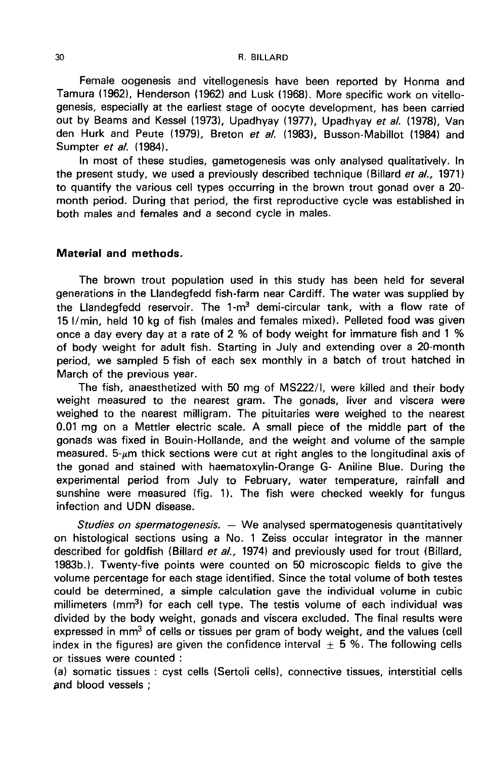Female oogenesis and vitellogenesis have been reported by Honma and Tamura (1962), Henderson (1962) and Lusk (1968). More specific work on vitellogenesis, especially at the earliest stage of oocyte development, has been carried out by Beams and Kessel (1973), Upadhyay (1977), Upadhyay *et al.* (1978), Van den Hurk and Peute (1979), Breton *et al.* (1983), Busson-Mabillot (1984) and Sumpter *et al.* (1984).

In most of these studies, gametogenesis was only analysed qualitatively. In the present study, we used a previously described technique (Billard *et al.*, 1971) to quantify the various cell types occurring in the brown trout gonad over a 20-month period. During that period, the first reproductive cycle was established in both males and females and a second cycle in males.

## Material and methods.

The brown trout population used in this study has been held for several generations in the Llandegfedd fish-farm near Cardiff. The water was supplied by the Llandegfedd reservoir. The 1-m$^3$ demi-circular tank, with a flow rate of 15 l/min, held 10 kg of fish (males and females mixed). Pelleted food was given once a day every day at a rate of 2 % of body weight for immature fish and 1 % of body weight for adult fish. Starting in July and extending over a 20-month period, we sampled 5 fish of each sex monthly in a batch of trout hatched in March of the previous year.

The fish, anaesthetized with 50 mg of MS222/l, were killed and their body weight measured to the nearest gram. The gonads, liver and viscera were weighed to the nearest milligram. The pituitaries were weighed to the nearest 0.01 mg on a Mettler electric scale. A small piece of the middle part of the gonads was fixed in Bouin-Hollande, and the weight and volume of the sample measured. 5-$\mu$m thick sections were cut at right angles to the longitudinal axis of the gonad and stained with haematoxylin-Orange G- Aniline Blue. During the experimental period from July to February, water temperature, rainfall and sunshine were measured (fig. 1). The fish were checked weekly for fungus infection and UDN disease.

*Studies on spermatogenesis.* — We analysed spermatogenesis quantitatively on histological sections using a No. 1 Zeiss occular integrator in the manner described for goldfish (Billard *et al.*, 1974) and previously used for trout (Billard, 1983b.). Twenty-five points were counted on 50 microscopic fields to give the volume percentage for each stage identified. Since the total volume of both testes could be determined, a simple calculation gave the individual volume in cubic millimeters (mm$^3$) for each cell type. The testis volume of each individual was divided by the body weight, gonads and viscera excluded. The final results were expressed in mm$^3$ of cells or tissues per gram of body weight, and the values (cell index in the figures) are given the confidence interval $\pm$ 5 %. The following cells or tissues were counted :

(a) somatic tissues : cyst cells (Sertoli cells), connective tissues, interstitial cells and blood vessels ;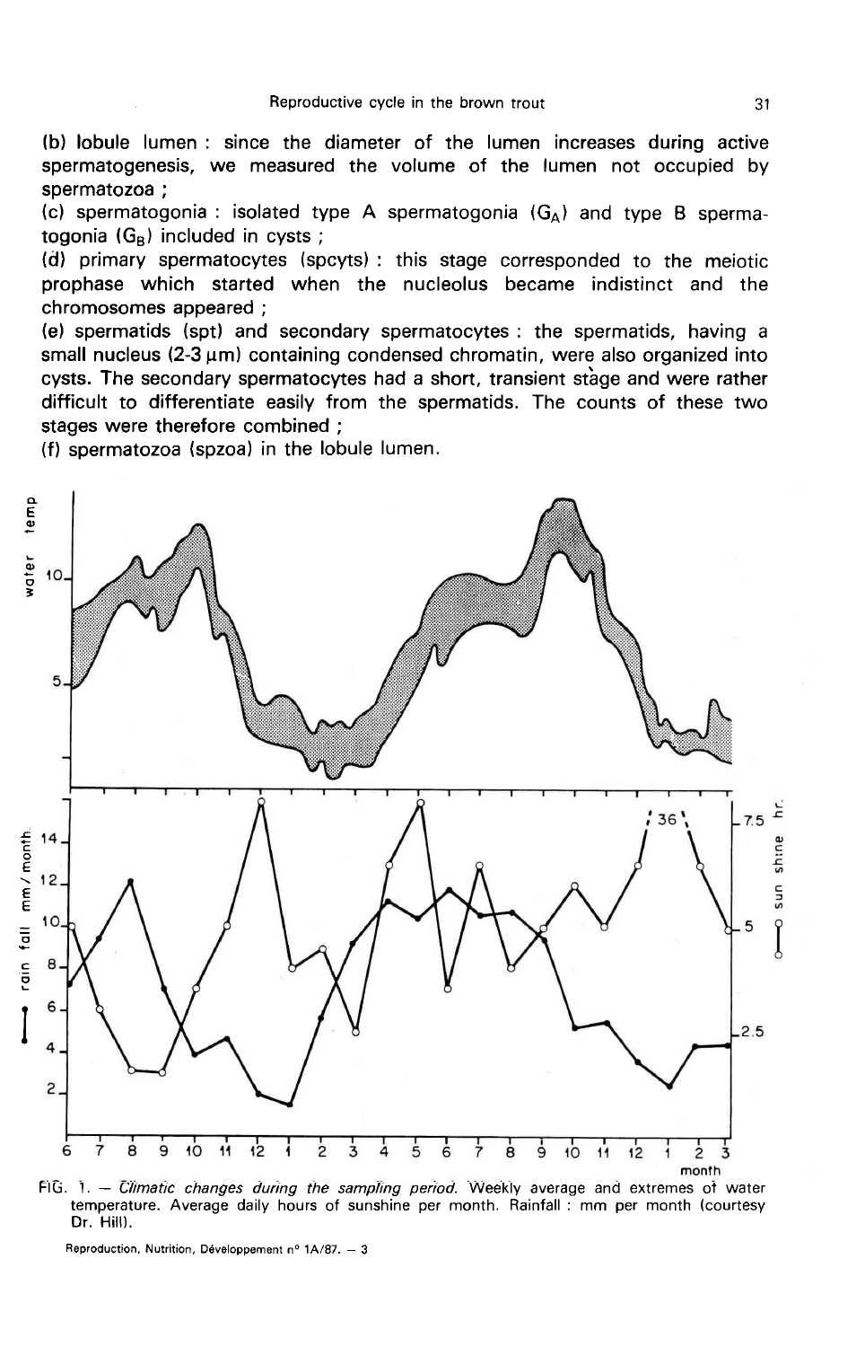(b) lobule lumen : since the diameter of the lumen increases during active spermatogenesis, we measured the volume of the lumen not occupied by spermatozoa ;

(c) spermatogonia : isolated type A spermatogonia ($G_A$) and type B spermatogonia ($G_B$) included in cysts ;

(d) primary spermatocytes (spcyts) : this stage corresponded to the meiotic prophase which started when the nucleolus became indistinct and the chromosomes appeared ;

(e) spermatids (spt) and secondary spermatocytes : the spermatids, having a small nucleus (2-3 µm) containing condensed chromatin, were also organized into cysts. The secondary spermatocytes had a short, transient stage and were rather difficult to differentiate easily from the spermatids. The counts of these two stages were therefore combined ;

(f) spermatozoa (spzoa) in the lobule lumen.

FIG. 1. — *Climatic changes during the sampling period.* Weekly average and extremes of water temperature. Average daily hours of sunshine per month. Rainfall : mm per month (courtesy Dr. Hill).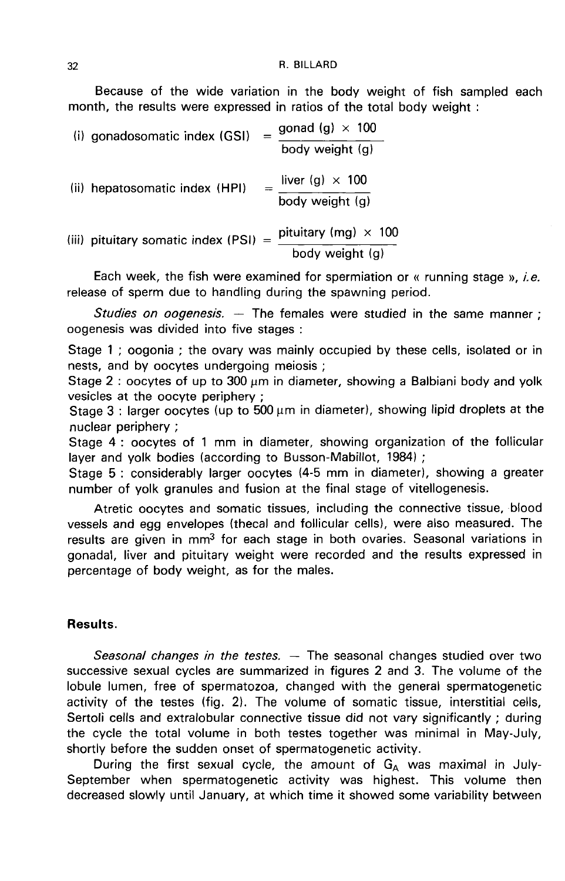Because of the wide variation in the body weight of fish sampled each month, the results were expressed in ratios of the total body weight :

(i) gonadosomatic index (GSI) $= \dfrac{\text{gonad (g)} \times 100}{\text{body weight (g)}}$

(ii) hepatosomatic index (HPI) $= \dfrac{\text{liver (g)} \times 100}{\text{body weight (g)}}$

(iii) pituitary somatic index (PSI) $= \dfrac{\text{pituitary (mg)} \times 100}{\text{body weight (g)}}$

Each week, the fish were examined for spermiation or « running stage », *i.e.* release of sperm due to handling during the spawning period.

*Studies on oogenesis.* — The females were studied in the same manner ; oogenesis was divided into five stages :

Stage 1 ; oogonia ; the ovary was mainly occupied by these cells, isolated or in nests, and by oocytes undergoing meiosis ;

Stage 2 : oocytes of up to 300 μm in diameter, showing a Balbiani body and yolk vesicles at the oocyte periphery ;

Stage 3 : larger oocytes (up to 500 μm in diameter), showing lipid droplets at the nuclear periphery ;

Stage 4 : oocytes of 1 mm in diameter, showing organization of the follicular layer and yolk bodies (according to Busson-Mabillot, 1984) ;

Stage 5 : considerably larger oocytes (4-5 mm in diameter), showing a greater number of yolk granules and fusion at the final stage of vitellogenesis.

Atretic oocytes and somatic tissues, including the connective tissue, blood vessels and egg envelopes (thecal and follicular cells), were also measured. The results are given in $mm^3$ for each stage in both ovaries. Seasonal variations in gonadal, liver and pituitary weight were recorded and the results expressed in percentage of body weight, as for the males.

## Results.

*Seasonal changes in the testes.* — The seasonal changes studied over two successive sexual cycles are summarized in figures 2 and 3. The volume of the lobule lumen, free of spermatozoa, changed with the general spermatogenetic activity of the testes (fig. 2). The volume of somatic tissue, interstitial cells, Sertoli cells and extralobular connective tissue did not vary significantly ; during the cycle the total volume in both testes together was minimal in May-July, shortly before the sudden onset of spermatogenetic activity.

During the first sexual cycle, the amount of $G_A$ was maximal in July-September when spermatogenetic activity was highest. This volume then decreased slowly until January, at which time it showed some variability between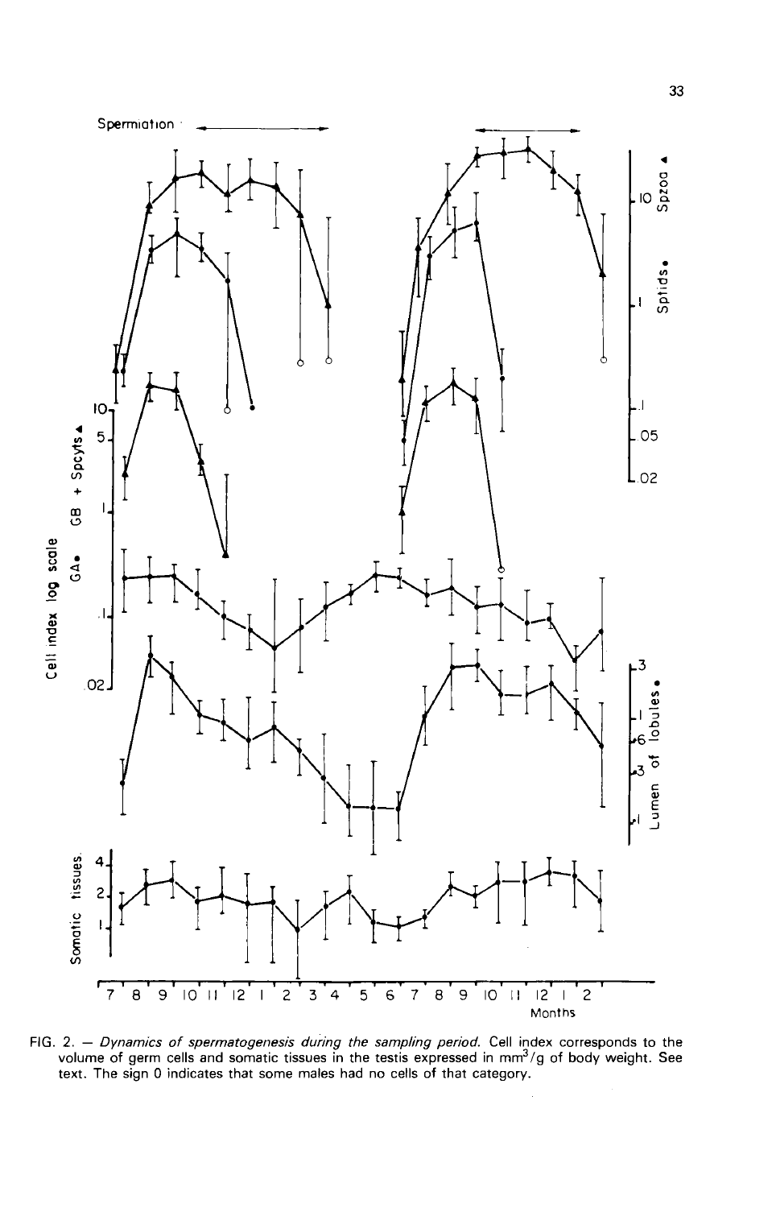FIG. 2. — *Dynamics of spermatogenesis during the sampling period.* Cell index corresponds to the volume of germ cells and somatic tissues in the testis expressed in $mm^3/g$ of body weight. See text. The sign 0 indicates that some males had no cells of that category.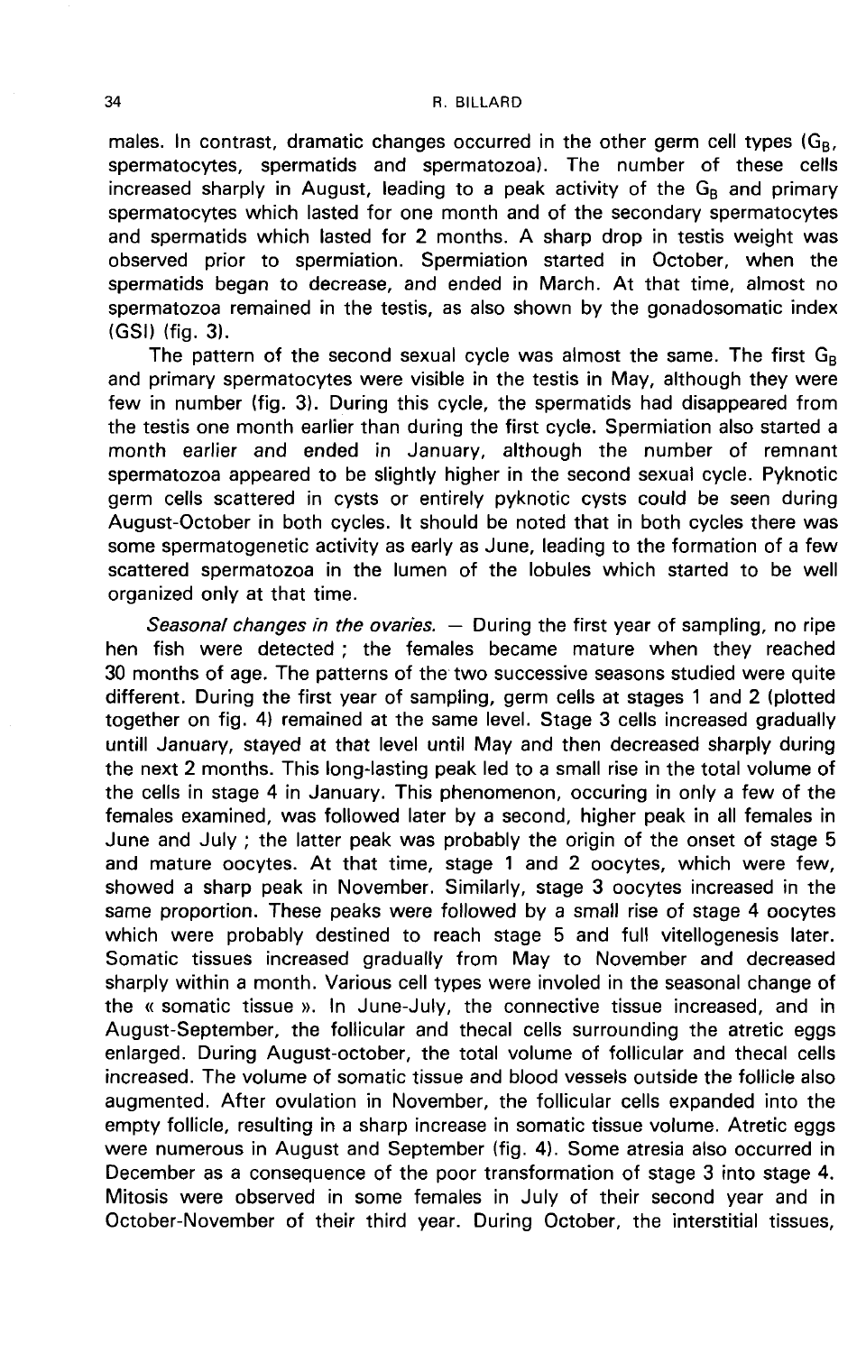males. In contrast, dramatic changes occurred in the other germ cell types ($G_B$, spermatocytes, spermatids and spermatozoa). The number of these cells increased sharply in August, leading to a peak activity of the $G_B$ and primary spermatocytes which lasted for one month and of the secondary spermatocytes and spermatids which lasted for 2 months. A sharp drop in testis weight was observed prior to spermiation. Spermiation started in October, when the spermatids began to decrease, and ended in March. At that time, almost no spermatozoa remained in the testis, as also shown by the gonadosomatic index (GSI) (fig. 3).

The pattern of the second sexual cycle was almost the same. The first $G_B$ and primary spermatocytes were visible in the testis in May, although they were few in number (fig. 3). During this cycle, the spermatids had disappeared from the testis one month earlier than during the first cycle. Spermiation also started a month earlier and ended in January, although the number of remnant spermatozoa appeared to be slightly higher in the second sexual cycle. Pyknotic germ cells scattered in cysts or entirely pyknotic cysts could be seen during August-October in both cycles. It should be noted that in both cycles there was some spermatogenetic activity as early as June, leading to the formation of a few scattered spermatozoa in the lumen of the lobules which started to be well organized only at that time.

*Seasonal changes in the ovaries.* — During the first year of sampling, no ripe hen fish were detected ; the females became mature when they reached 30 months of age. The patterns of the two successive seasons studied were quite different. During the first year of sampling, germ cells at stages 1 and 2 (plotted together on fig. 4) remained at the same level. Stage 3 cells increased gradually untill January, stayed at that level until May and then decreased sharply during the next 2 months. This long-lasting peak led to a small rise in the total volume of the cells in stage 4 in January. This phenomenon, occuring in only a few of the females examined, was followed later by a second, higher peak in all females in June and July ; the latter peak was probably the origin of the onset of stage 5 and mature oocytes. At that time, stage 1 and 2 oocytes, which were few, showed a sharp peak in November. Similarly, stage 3 oocytes increased in the same proportion. These peaks were followed by a small rise of stage 4 oocytes which were probably destined to reach stage 5 and full vitellogenesis later. Somatic tissues increased gradually from May to November and decreased sharply within a month. Various cell types were involed in the seasonal change of the « somatic tissue ». In June-July, the connective tissue increased, and in August-September, the follicular and thecal cells surrounding the atretic eggs enlarged. During August-october, the total volume of follicular and thecal cells increased. The volume of somatic tissue and blood vessels outside the follicle also augmented. After ovulation in November, the follicular cells expanded into the empty follicle, resulting in a sharp increase in somatic tissue volume. Atretic eggs were numerous in August and September (fig. 4). Some atresia also occurred in December as a consequence of the poor transformation of stage 3 into stage 4. Mitosis were observed in some females in July of their second year and in October-November of their third year. During October, the interstitial tissues,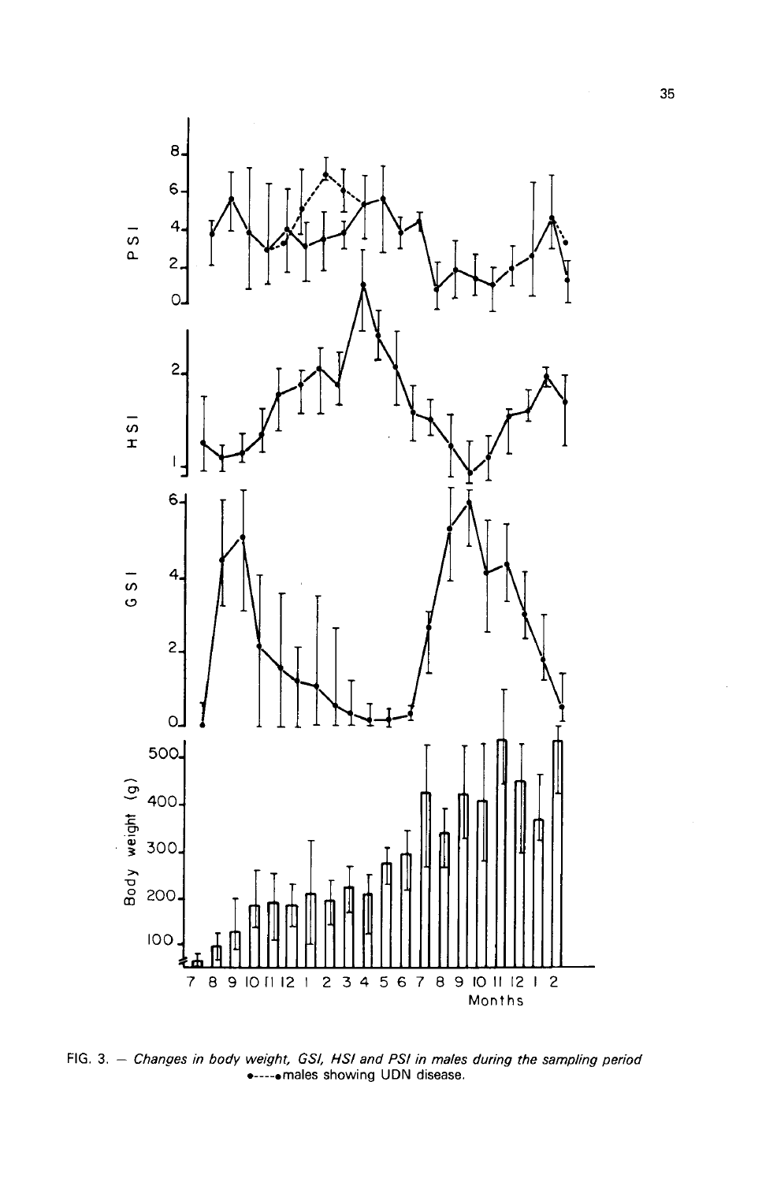FIG. 3. – *Changes in body weight, GSI, HSI and PSI in males during the sampling period*
●----● males showing UDN disease.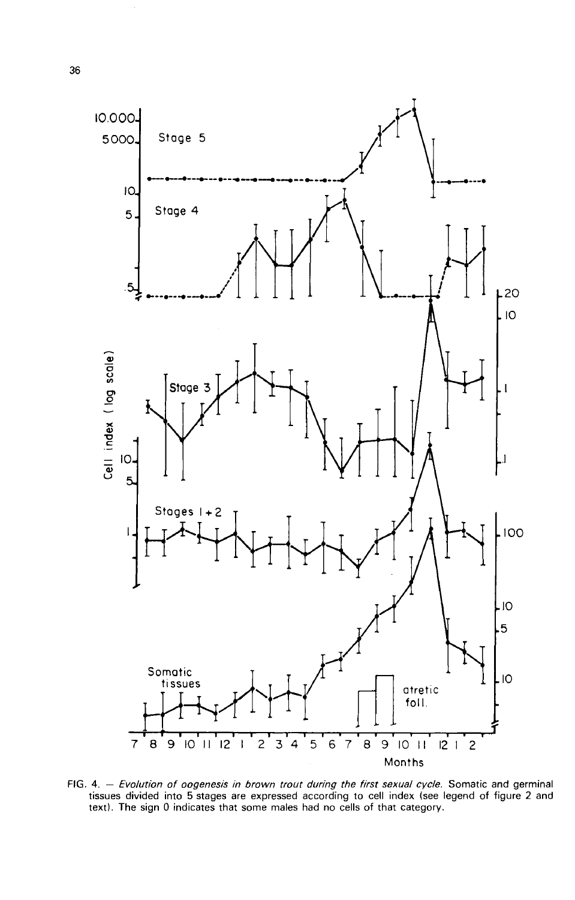FIG. 4. — *Evolution of oogenesis in brown trout during the first sexual cycle.* Somatic and germinal tissues divided into 5 stages are expressed according to cell index (see legend of figure 2 and text). The sign 0 indicates that some males had no cells of that category.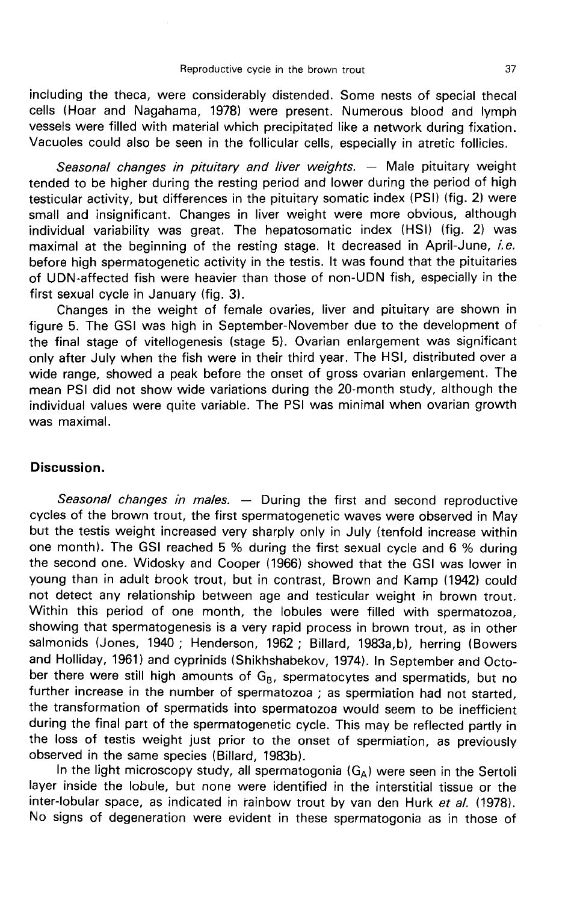including the theca, were considerably distended. Some nests of special thecal cells (Hoar and Nagahama, 1978) were present. Numerous blood and lymph vessels were filled with material which precipitated like a network during fixation. Vacuoles could also be seen in the follicular cells, especially in atretic follicles.

*Seasonal changes in pituitary and liver weights.* — Male pituitary weight tended to be higher during the resting period and lower during the period of high testicular activity, but differences in the pituitary somatic index (PSI) (fig. 2) were small and insignificant. Changes in liver weight were more obvious, although individual variability was great. The hepatosomatic index (HSI) (fig. 2) was maximal at the beginning of the resting stage. It decreased in April-June, *i.e.* before high spermatogenetic activity in the testis. It was found that the pituitaries of UDN-affected fish were heavier than those of non-UDN fish, especially in the first sexual cycle in January (fig. 3).

Changes in the weight of female ovaries, liver and pituitary are shown in figure 5. The GSI was high in September-November due to the development of the final stage of vitellogenesis (stage 5). Ovarian enlargement was significant only after July when the fish were in their third year. The HSI, distributed over a wide range, showed a peak before the onset of gross ovarian enlargement. The mean PSI did not show wide variations during the 20-month study, although the individual values were quite variable. The PSI was minimal when ovarian growth was maximal.

## Discussion.

*Seasonal changes in males.* — During the first and second reproductive cycles of the brown trout, the first spermatogenetic waves were observed in May but the testis weight increased very sharply only in July (tenfold increase within one month). The GSI reached 5 % during the first sexual cycle and 6 % during the second one. Widosky and Cooper (1966) showed that the GSI was lower in young than in adult brook trout, but in contrast, Brown and Kamp (1942) could not detect any relationship between age and testicular weight in brown trout. Within this period of one month, the lobules were filled with spermatozoa, showing that spermatogenesis is a very rapid process in brown trout, as in other salmonids (Jones, 1940 ; Henderson, 1962 ; Billard, 1983a,b), herring (Bowers and Holliday, 1961) and cyprinids (Shikhshabekov, 1974). In September and October there were still high amounts of $G_B$, spermatocytes and spermatids, but no further increase in the number of spermatozoa ; as spermiation had not started, the transformation of spermatids into spermatozoa would seem to be inefficient during the final part of the spermatogenetic cycle. This may be reflected partly in the loss of testis weight just prior to the onset of spermiation, as previously observed in the same species (Billard, 1983b).

In the light microscopy study, all spermatogonia ($G_A$) were seen in the Sertoli layer inside the lobule, but none were identified in the interstitial tissue or the inter-lobular space, as indicated in rainbow trout by van den Hurk *et al.* (1978). No signs of degeneration were evident in these spermatogonia as in those of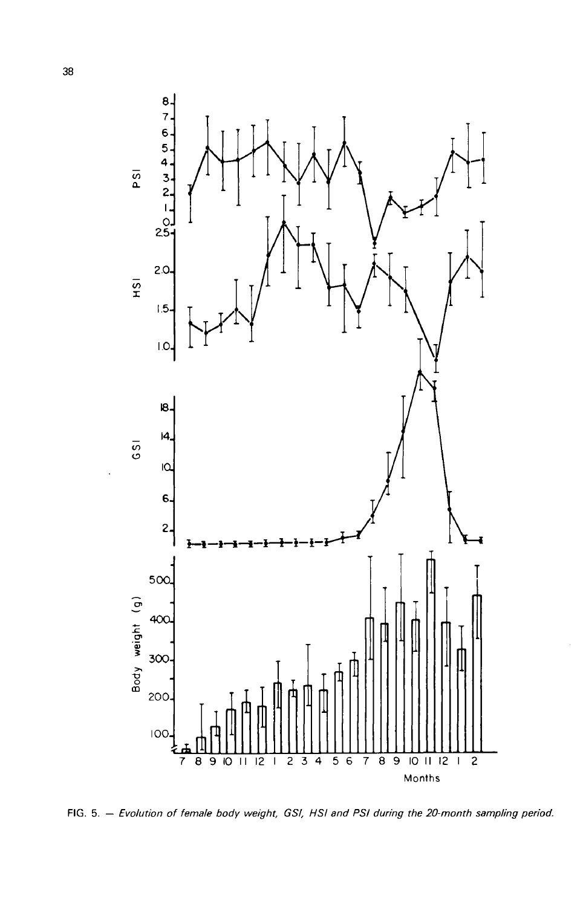FIG. 5. — *Evolution of female body weight, GSI, HSI and PSI during the 20-month sampling period.*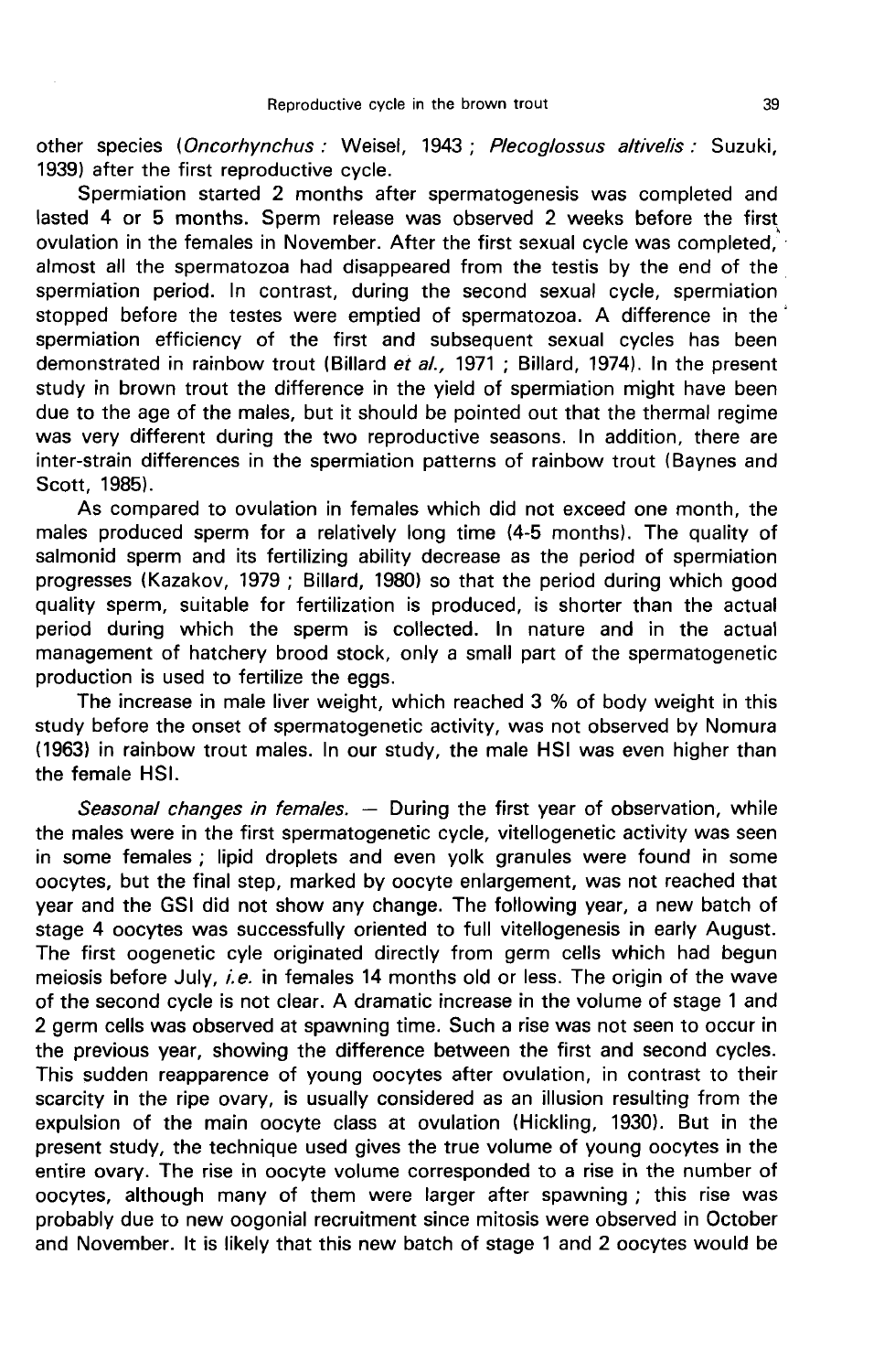other species (*Oncorhynchus* : Weisel, 1943 ; *Plecoglossus altivelis* : Suzuki, 1939) after the first reproductive cycle.

Spermiation started 2 months after spermatogenesis was completed and lasted 4 or 5 months. Sperm release was observed 2 weeks before the first ovulation in the females in November. After the first sexual cycle was completed, almost all the spermatozoa had disappeared from the testis by the end of the spermiation period. In contrast, during the second sexual cycle, spermiation stopped before the testes were emptied of spermatozoa. A difference in the spermiation efficiency of the first and subsequent sexual cycles has been demonstrated in rainbow trout (Billard *et al.*, 1971 ; Billard, 1974). In the present study in brown trout the difference in the yield of spermiation might have been due to the age of the males, but it should be pointed out that the thermal regime was very different during the two reproductive seasons. In addition, there are inter-strain differences in the spermiation patterns of rainbow trout (Baynes and Scott, 1985).

As compared to ovulation in females which did not exceed one month, the males produced sperm for a relatively long time (4-5 months). The quality of salmonid sperm and its fertilizing ability decrease as the period of spermiation progresses (Kazakov, 1979 ; Billard, 1980) so that the period during which good quality sperm, suitable for fertilization is produced, is shorter than the actual period during which the sperm is collected. In nature and in the actual management of hatchery brood stock, only a small part of the spermatogenetic production is used to fertilize the eggs.

The increase in male liver weight, which reached 3 % of body weight in this study before the onset of spermatogenetic activity, was not observed by Nomura (1963) in rainbow trout males. In our study, the male HSI was even higher than the female HSI.

*Seasonal changes in females.* — During the first year of observation, while the males were in the first spermatogenetic cycle, vitellogenetic activity was seen in some females ; lipid droplets and even yolk granules were found in some oocytes, but the final step, marked by oocyte enlargement, was not reached that year and the GSI did not show any change. The following year, a new batch of stage 4 oocytes was successfully oriented to full vitellogenesis in early August. The first oogenetic cyle originated directly from germ cells which had begun meiosis before July, *i.e.* in females 14 months old or less. The origin of the wave of the second cycle is not clear. A dramatic increase in the volume of stage 1 and 2 germ cells was observed at spawning time. Such a rise was not seen to occur in the previous year, showing the difference between the first and second cycles. This sudden reapparence of young oocytes after ovulation, in contrast to their scarcity in the ripe ovary, is usually considered as an illusion resulting from the expulsion of the main oocyte class at ovulation (Hickling, 1930). But in the present study, the technique used gives the true volume of young oocytes in the entire ovary. The rise in oocyte volume corresponded to a rise in the number of oocytes, although many of them were larger after spawning ; this rise was probably due to new oogonial recruitment since mitosis were observed in October and November. It is likely that this new batch of stage 1 and 2 oocytes would be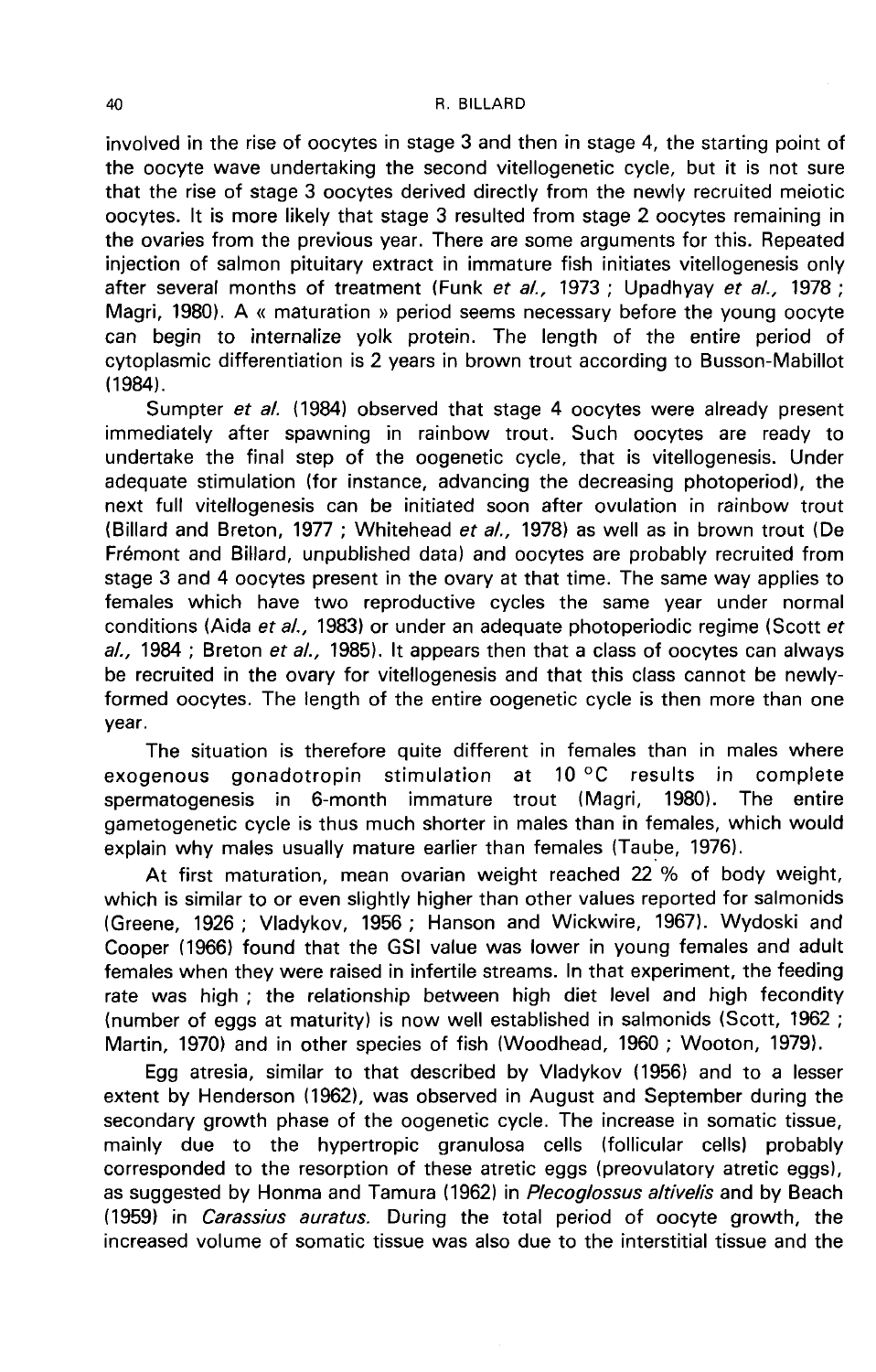involved in the rise of oocytes in stage 3 and then in stage 4, the starting point of the oocyte wave undertaking the second vitellogenetic cycle, but it is not sure that the rise of stage 3 oocytes derived directly from the newly recruited meiotic oocytes. It is more likely that stage 3 resulted from stage 2 oocytes remaining in the ovaries from the previous year. There are some arguments for this. Repeated injection of salmon pituitary extract in immature fish initiates vitellogenesis only after several months of treatment (Funk *et al.*, 1973 ; Upadhyay *et al.*, 1978 ; Magri, 1980). A « maturation » period seems necessary before the young oocyte can begin to internalize yolk protein. The length of the entire period of cytoplasmic differentiation is 2 years in brown trout according to Busson-Mabillot (1984).

Sumpter *et al.* (1984) observed that stage 4 oocytes were already present immediately after spawning in rainbow trout. Such oocytes are ready to undertake the final step of the oogenetic cycle, that is vitellogenesis. Under adequate stimulation (for instance, advancing the decreasing photoperiod), the next full vitellogenesis can be initiated soon after ovulation in rainbow trout (Billard and Breton, 1977 ; Whitehead *et al.*, 1978) as well as in brown trout (De Frémont and Billard, unpublished data) and oocytes are probably recruited from stage 3 and 4 oocytes present in the ovary at that time. The same way applies to females which have two reproductive cycles the same year under normal conditions (Aida *et al.*, 1983) or under an adequate photoperiodic regime (Scott *et al.*, 1984 ; Breton *et al.*, 1985). It appears then that a class of oocytes can always be recruited in the ovary for vitellogenesis and that this class cannot be newly-formed oocytes. The length of the entire oogenetic cycle is then more than one year.

The situation is therefore quite different in females than in males where exogenous gonadotropin stimulation at 10 °C results in complete spermatogenesis in 6-month immature trout (Magri, 1980). The entire gametogenetic cycle is thus much shorter in males than in females, which would explain why males usually mature earlier than females (Taube, 1976).

At first maturation, mean ovarian weight reached 22 % of body weight, which is similar to or even slightly higher than other values reported for salmonids (Greene, 1926 ; Vladykov, 1956 ; Hanson and Wickwire, 1967). Wydoski and Cooper (1966) found that the GSI value was lower in young females and adult females when they were raised in infertile streams. In that experiment, the feeding rate was high ; the relationship between high diet level and high fecondity (number of eggs at maturity) is now well established in salmonids (Scott, 1962 ; Martin, 1970) and in other species of fish (Woodhead, 1960 ; Wooton, 1979).

Egg atresia, similar to that described by Vladykov (1956) and to a lesser extent by Henderson (1962), was observed in August and September during the secondary growth phase of the oogenetic cycle. The increase in somatic tissue, mainly due to the hypertropic granulosa cells (follicular cells) probably corresponded to the resorption of these atretic eggs (preovulatory atretic eggs), as suggested by Honma and Tamura (1962) in *Plecoglossus altivelis* and by Beach (1959) in *Carassius auratus.* During the total period of oocyte growth, the increased volume of somatic tissue was also due to the interstitial tissue and the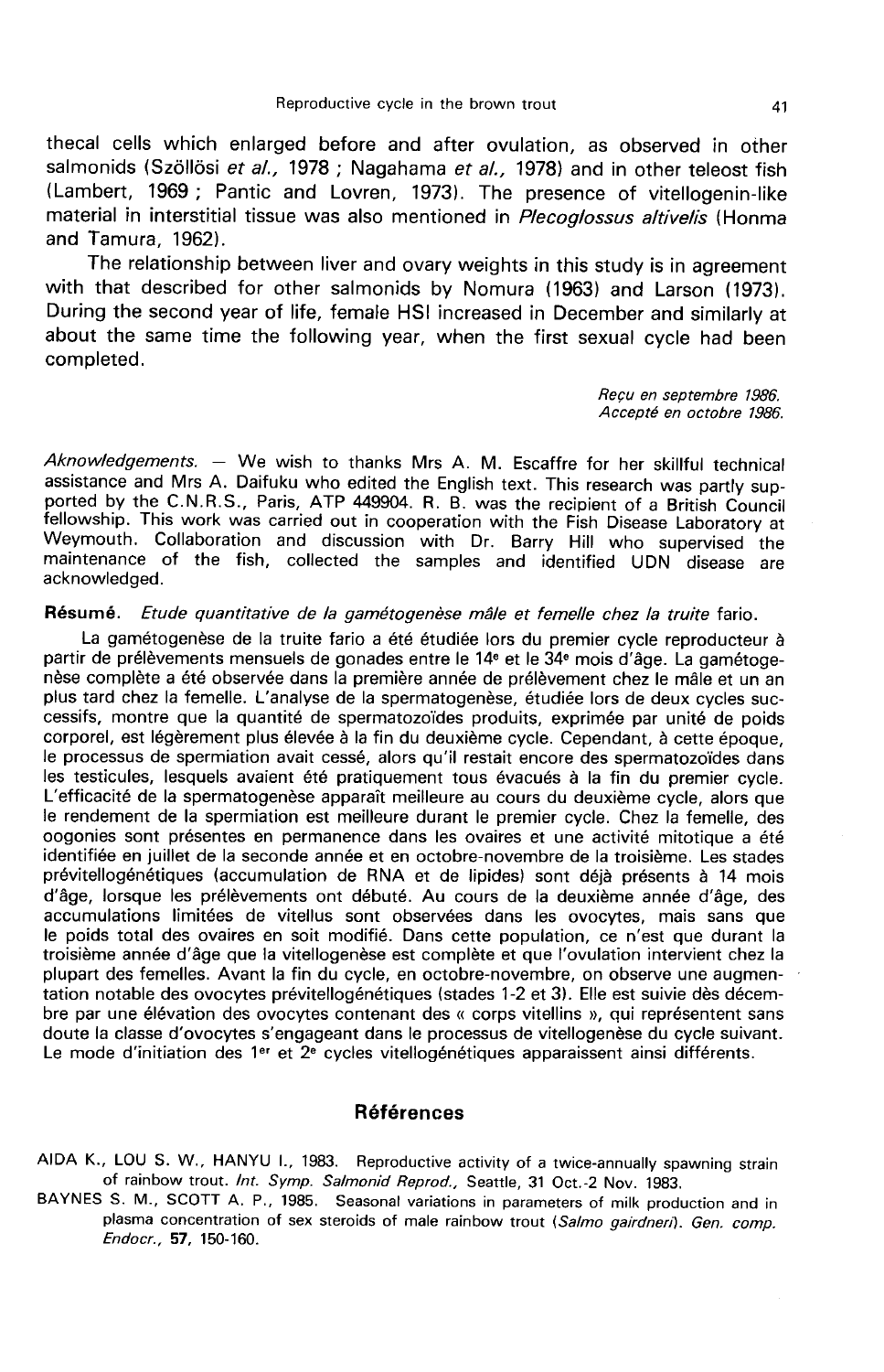thecal cells which enlarged before and after ovulation, as observed in other salmonids (Szöllösi *et al.,* 1978 ; Nagahama *et al.,* 1978) and in other teleost fish (Lambert, 1969 ; Pantic and Lovren, 1973). The presence of vitellogenin-like material in interstitial tissue was also mentioned in *Plecoglossus altivelis* (Honma and Tamura, 1962).

The relationship between liver and ovary weights in this study is in agreement with that described for other salmonids by Nomura (1963) and Larson (1973). During the second year of life, female HSI increased in December and similarly at about the same time the following year, when the first sexual cycle had been completed.

*Reçu en septembre 1986.*
*Accepté en octobre 1986.*

*Aknowledgements.* — We wish to thanks Mrs A. M. Escaffre for her skillful technical assistance and Mrs A. Daifuku who edited the English text. This research was partly supported by the C.N.R.S., Paris, ATP 449904. R. B. was the recipient of a British Council fellowship. This work was carried out in cooperation with the Fish Disease Laboratory at Weymouth. Collaboration and discussion with Dr. Barry Hill who supervised the maintenance of the fish, collected the samples and identified UDN disease are acknowledged.

**Résumé.** *Etude quantitative de la gamétogenèse mâle et femelle chez la truite* fario.

La gamétogenèse de la truite fario a été étudiée lors du premier cycle reproducteur à partir de prélèvements mensuels de gonades entre le 14e et le 34e mois d'âge. La gamétogenèse complète a été observée dans la première année de prélèvement chez le mâle et un an plus tard chez la femelle. L'analyse de la spermatogenèse, étudiée lors de deux cycles successifs, montre que la quantité de spermatozoïdes produits, exprimée par unité de poids corporel, est légèrement plus élevée à la fin du deuxième cycle. Cependant, à cette époque, le processus de spermiation avait cessé, alors qu'il restait encore des spermatozoïdes dans les testicules, lesquels avaient été pratiquement tous évacués à la fin du premier cycle. L'efficacité de la spermatogenèse apparaît meilleure au cours du deuxième cycle, alors que le rendement de la spermiation est meilleure durant le premier cycle. Chez la femelle, des oogonies sont présentes en permanence dans les ovaires et une activité mitotique a été identifiée en juillet de la seconde année et en octobre-novembre de la troisième. Les stades prévitellogénétiques (accumulation de RNA et de lipides) sont déjà présents à 14 mois d'âge, lorsque les prélèvements ont débuté. Au cours de la deuxième année d'âge, des accumulations limitées de vitellus sont observées dans les ovocytes, mais sans que le poids total des ovaires en soit modifié. Dans cette population, ce n'est que durant la troisième année d'âge que la vitellogenèse est complète et que l'ovulation intervient chez la plupart des femelles. Avant la fin du cycle, en octobre-novembre, on observe une augmentation notable des ovocytes prévitellogénétiques (stades 1-2 et 3). Elle est suivie dès décembre par une élévation des ovocytes contenant des « corps vitellins », qui représentent sans doute la classe d'ovocytes s'engageant dans le processus de vitellogenèse du cycle suivant. Le mode d'initiation des 1er et 2e cycles vitellogénétiques apparaissent ainsi différents.

## Références

AIDA K., LOU S. W., HANYU I., 1983. Reproductive activity of a twice-annually spawning strain of rainbow trout. *Int. Symp. Salmonid Reprod.,* Seattle, 31 Oct.-2 Nov. 1983.

BAYNES S. M., SCOTT A. P., 1985. Seasonal variations in parameters of milk production and in plasma concentration of sex steroids of male rainbow trout (*Salmo gairdneri*). *Gen. comp. Endocr.,* **57**, 150-160.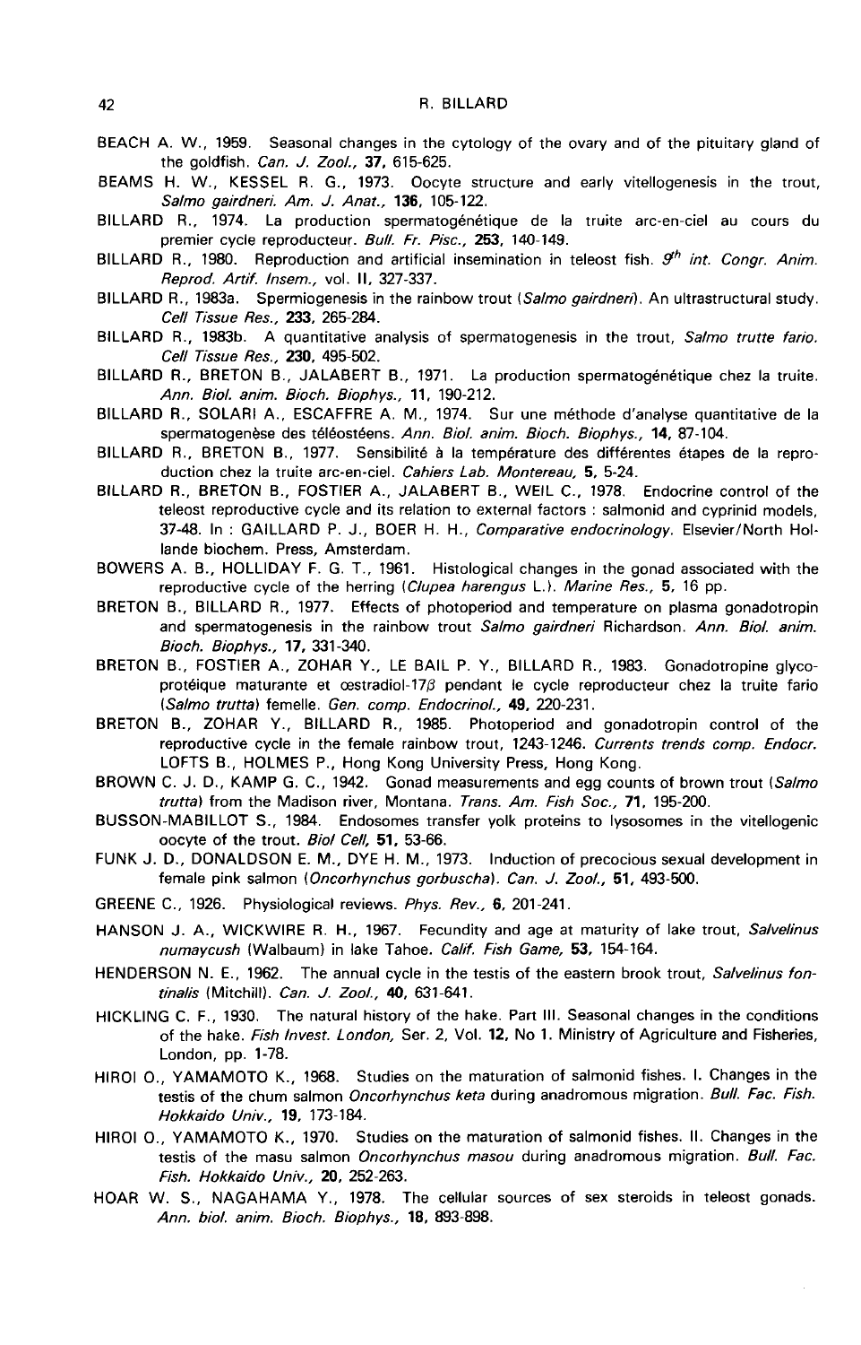BEACH A. W., 1959. Seasonal changes in the cytology of the ovary and of the pituitary gland of the goldfish. *Can. J. Zool.*, **37**, 615-625.

BEAMS H. W., KESSEL R. G., 1973. Oocyte structure and early vitellogenesis in the trout, *Salmo gairdneri*. *Am. J. Anat.*, **136**, 105-122.

BILLARD R., 1974. La production spermatogénétique de la truite arc-en-ciel au cours du premier cycle reproducteur. *Bull. Fr. Pisc.*, **253**, 140-149.

BILLARD R., 1980. Reproduction and artificial insemination in teleost fish. *9th int. Congr. Anim. Reprod. Artif. Insem.*, vol. **II**, 327-337.

BILLARD R., 1983a. Spermiogenesis in the rainbow trout (*Salmo gairdneri*). An ultrastructural study. *Cell Tissue Res.*, **233**, 265-284.

BILLARD R., 1983b. A quantitative analysis of spermatogenesis in the trout, *Salmo trutte fario*. *Cell Tissue Res.*, **230**, 495-502.

BILLARD R., BRETON B., JALABERT B., 1971. La production spermatogénétique chez la truite. *Ann. Biol. anim. Bioch. Biophys.*, **11**, 190-212.

BILLARD R., SOLARI A., ESCAFFRE A. M., 1974. Sur une méthode d'analyse quantitative de la spermatogenèse des téléostéens. *Ann. Biol. anim. Bioch. Biophys.*, **14**, 87-104.

BILLARD R., BRETON B., 1977. Sensibilité à la température des différentes étapes de la reproduction chez la truite arc-en-ciel. *Cahiers Lab. Montereau*, **5**, 5-24.

BILLARD R., BRETON B., FOSTIER A., JALABERT B., WEIL C., 1978. Endocrine control of the teleost reproductive cycle and its relation to external factors : salmonid and cyprinid models, 37-48. In : GAILLARD P. J., BOER H. H., *Comparative endocrinology*. Elsevier/North Hollande biochem. Press, Amsterdam.

BOWERS A. B., HOLLIDAY F. G. T., 1961. Histological changes in the gonad associated with the reproductive cycle of the herring (*Clupea harengus* L.). *Marine Res.*, **5**, 16 pp.

BRETON B., BILLARD R., 1977. Effects of photoperiod and temperature on plasma gonadotropin and spermatogenesis in the rainbow trout *Salmo gairdneri* Richardson. *Ann. Biol. anim. Bioch. Biophys.*, **17**, 331-340.

BRETON B., FOSTIER A., ZOHAR Y., LE BAIL P. Y., BILLARD R., 1983. Gonadotropine glycoprotéique maturante et œstradiol-17$\beta$ pendant le cycle reproducteur chez la truite fario (*Salmo trutta*) femelle. *Gen. comp. Endocrinol.*, **49**, 220-231.

BRETON B., ZOHAR Y., BILLARD R., 1985. Photoperiod and gonadotropin control of the reproductive cycle in the female rainbow trout, 1243-1246. *Currents trends comp. Endocr.* LOFTS B., HOLMES P., Hong Kong University Press, Hong Kong.

BROWN C. J. D., KAMP G. C., 1942. Gonad measurements and egg counts of brown trout (*Salmo trutta*) from the Madison river, Montana. *Trans. Am. Fish Soc.*, **71**, 195-200.

BUSSON-MABILLOT S., 1984. Endosomes transfer yolk proteins to lysosomes in the vitellogenic oocyte of the trout. *Biol Cell*, **51**, 53-66.

FUNK J. D., DONALDSON E. M., DYE H. M., 1973. Induction of precocious sexual development in female pink salmon (*Oncorhynchus gorbuscha*). *Can. J. Zool.*, **51**, 493-500.

GREENE C., 1926. Physiological reviews. *Phys. Rev.*, **6**, 201-241.

HANSON J. A., WICKWIRE R. H., 1967. Fecundity and age at maturity of lake trout, *Salvelinus numaycush* (Walbaum) in lake Tahoe. *Calif. Fish Game*, **53**, 154-164.

HENDERSON N. E., 1962. The annual cycle in the testis of the eastern brook trout, *Salvelinus fontinalis* (Mitchill). *Can. J. Zool.*, **40**, 631-641.

HICKLING C. F., 1930. The natural history of the hake. Part III. Seasonal changes in the conditions of the hake. *Fish Invest. London*, Ser. 2, Vol. **12**, No 1. Ministry of Agriculture and Fisheries, London, pp. 1-78.

HIROI O., YAMAMOTO K., 1968. Studies on the maturation of salmonid fishes. I. Changes in the testis of the chum salmon *Oncorhynchus keta* during anadromous migration. *Bull. Fac. Fish. Hokkaido Univ.*, **19**, 173-184.

HIROI O., YAMAMOTO K., 1970. Studies on the maturation of salmonid fishes. II. Changes in the testis of the masu salmon *Oncorhynchus masou* during anadromous migration. *Bull. Fac. Fish. Hokkaido Univ.*, **20**, 252-263.

HOAR W. S., NAGAHAMA Y., 1978. The cellular sources of sex steroids in teleost gonads. *Ann. biol. anim. Bioch. Biophys.*, **18**, 893-898.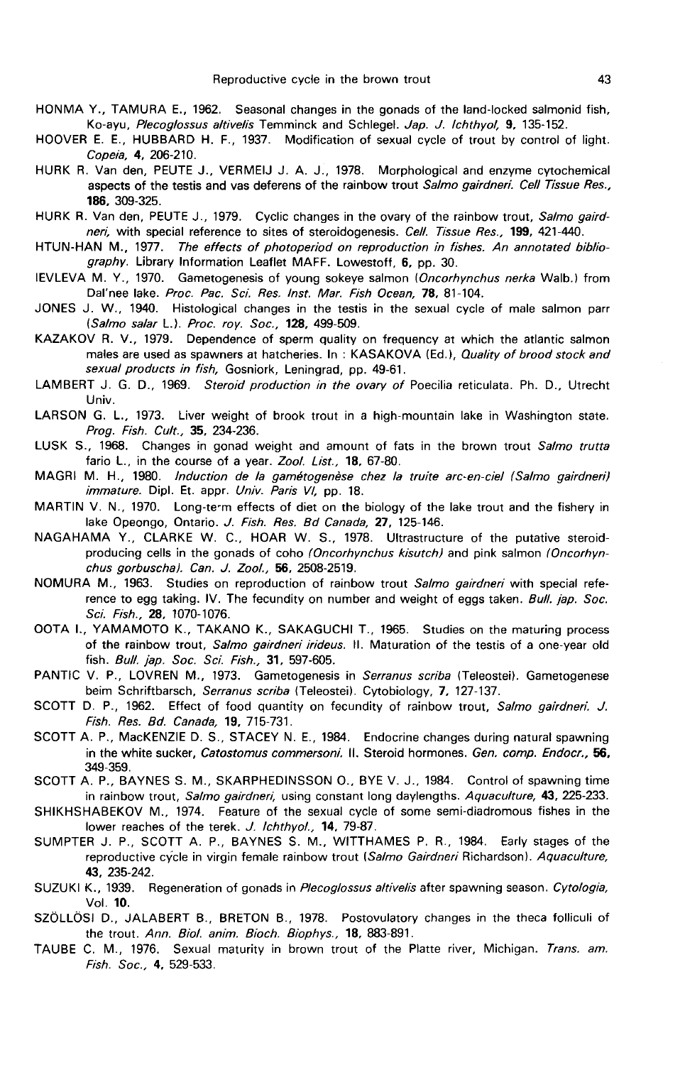HONMA Y., TAMURA E., 1962. Seasonal changes in the gonads of the land-locked salmonid fish, Ko-ayu, *Plecoglossus altivelis* Temminck and Schlegel. *Jap. J. Ichthyol*, **9**, 135-152.

HOOVER E. E., HUBBARD H. F., 1937. Modification of sexual cycle of trout by control of light. *Copeia*, **4**, 206-210.

HURK R. Van den, PEUTE J., VERMEIJ J. A. J., 1978. Morphological and enzyme cytochemical aspects of the testis and vas deferens of the rainbow trout *Salmo gairdneri*. *Cell Tissue Res.*, **186**, 309-325.

HURK R. Van den, PEUTE J., 1979. Cyclic changes in the ovary of the rainbow trout, *Salmo gairdneri*, with special reference to sites of steroidogenesis. *Cell. Tissue Res.*, **199**, 421-440.

HTUN-HAN M., 1977. *The effects of photoperiod on reproduction in fishes. An annotated bibliography.* Library Information Leaflet MAFF. Lowestoff, **6**, pp. 30.

IEVLEVA M. Y., 1970. Gametogenesis of young sokeye salmon (*Oncorhynchus nerka* Walb.) from Dal'nee lake. *Proc. Pac. Sci. Res. Inst. Mar. Fish Ocean*, **78**, 81-104.

JONES J. W., 1940. Histological changes in the testis in the sexual cycle of male salmon parr (*Salmo salar* L.). *Proc. roy. Soc.*, **128**, 499-509.

KAZAKOV R. V., 1979. Dependence of sperm quality on frequency at which the atlantic salmon males are used as spawners at hatcheries. In : KASAKOVA (Ed.), *Quality of brood stock and sexual products in fish*, Gosniork, Leningrad, pp. 49-61.

LAMBERT J. G. D., 1969. *Steroid production in the ovary of* Poecilia reticulata. Ph. D., Utrecht Univ.

LARSON G. L., 1973. Liver weight of brook trout in a high-mountain lake in Washington state. *Prog. Fish. Cult.*, **35**, 234-236.

LUSK S., 1968. Changes in gonad weight and amount of fats in the brown trout *Salmo trutta* fario L., in the course of a year. *Zool. List.*, **18**, 67-80.

MAGRI M. H., 1980. *Induction de la gamétogenèse chez la truite arc-en-ciel (Salmo gairdneri) immature.* Dipl. Et. appr. *Univ. Paris VI*, pp. 18.

MARTIN V. N., 1970. Long-term effects of diet on the biology of the lake trout and the fishery in lake Opeongo, Ontario. *J. Fish. Res. Bd Canada*, **27**, 125-146.

NAGAHAMA Y., CLARKE W. C., HOAR W. S., 1978. Ultrastructure of the putative steroid-producing cells in the gonads of coho (*Oncorhynchus kisutch*) and pink salmon (*Oncorhynchus gorbuscha*). *Can. J. Zool.*, **56**, 2508-2519.

NOMURA M., 1963. Studies on reproduction of rainbow trout *Salmo gairdneri* with special reference to egg taking. IV. The fecundity on number and weight of eggs taken. *Bull. jap. Soc. Sci. Fish.*, **28**, 1070-1076.

OOTA I., YAMAMOTO K., TAKANO K., SAKAGUCHI T., 1965. Studies on the maturing process of the rainbow trout, *Salmo gairdneri irideus*. II. Maturation of the testis of a one-year old fish. *Bull. jap. Soc. Sci. Fish.*, **31**, 597-605.

PANTIC V. P., LOVREN M., 1973. Gametogenesis in *Serranus scriba* (Teleostei). Gametogenese beim Schriftbarsch, *Serranus scriba* (Teleostei). Cytobiology, **7**, 127-137.

SCOTT D. P., 1962. Effect of food quantity on fecundity of rainbow trout, *Salmo gairdneri*. *J. Fish. Res. Bd. Canada*, **19**, 715-731.

SCOTT A. P., MacKENZIE D. S., STACEY N. E., 1984. Endocrine changes during natural spawning in the white sucker, *Catostomus commersoni*. II. Steroid hormones. *Gen. comp. Endocr.*, **56**, 349-359.

SCOTT A. P., BAYNES S. M., SKARPHEDINSSON O., BYE V. J., 1984. Control of spawning time in rainbow trout, *Salmo gairdneri*, using constant long daylengths. *Aquaculture*, **43**, 225-233.

SHIKHSHABEKOV M., 1974. Feature of the sexual cycle of some semi-diadromous fishes in the lower reaches of the terek. *J. Ichthyol.*, **14**, 79-87.

SUMPTER J. P., SCOTT A. P., BAYNES S. M., WITTHAMES P. R., 1984. Early stages of the reproductive cycle in virgin female rainbow trout (*Salmo Gairdneri* Richardson). *Aquaculture*, **43**, 235-242.

SUZUKI K., 1939. Regeneration of gonads in *Plecoglossus altivelis* after spawning season. *Cytologia*, Vol. **10**.

SZÖLLÖSI D., JALABERT B., BRETON B., 1978. Postovulatory changes in the theca folliculi of the trout. *Ann. Biol. anim. Bioch. Biophys.*, **18**, 883-891.

TAUBE C. M., 1976. Sexual maturity in brown trout of the Platte river, Michigan. *Trans. am. Fish. Soc.*, **4**, 529-533.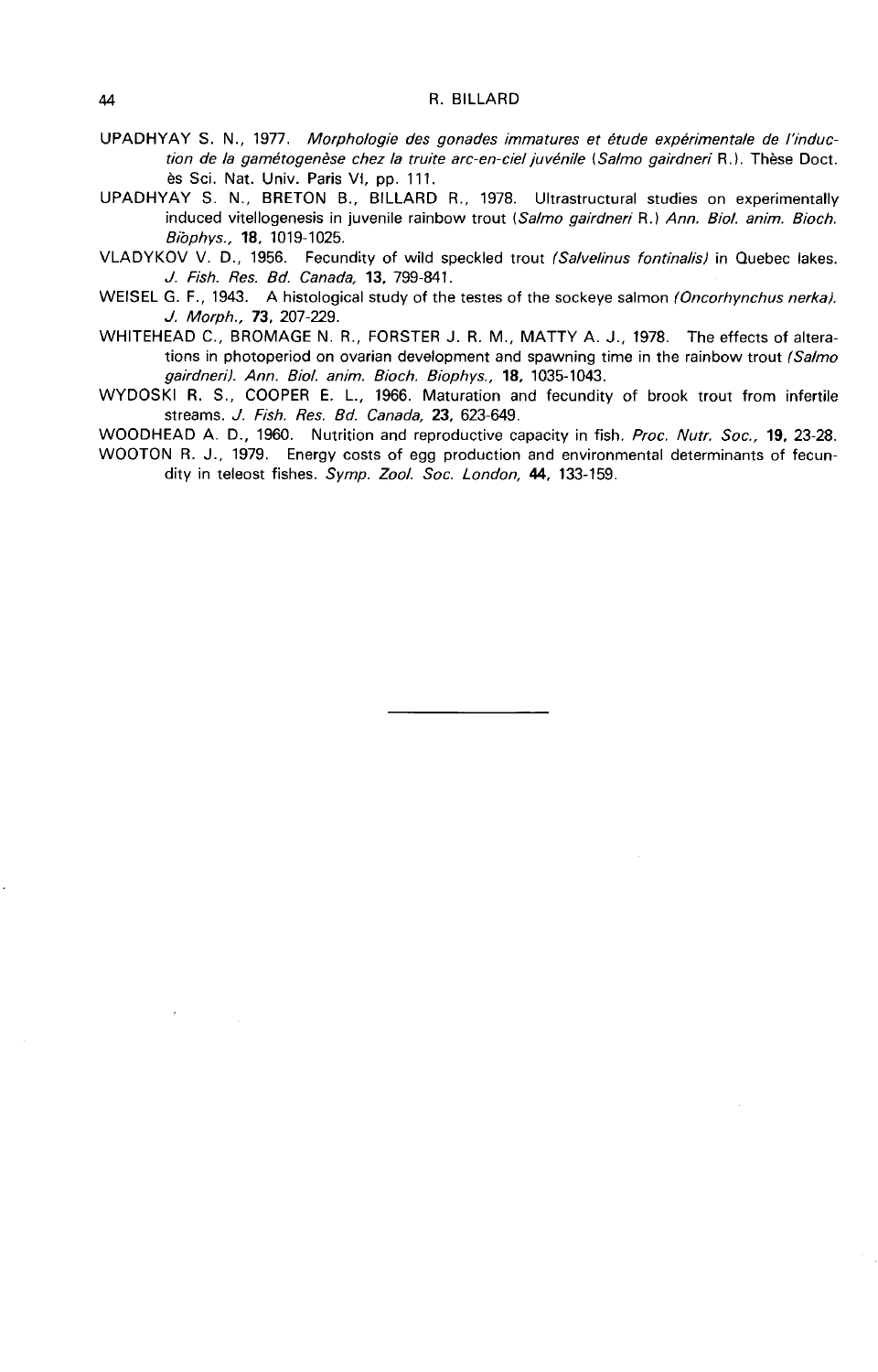UPADHYAY S. N., 1977. *Morphologie des gonades immatures et étude expérimentale de l'induction de la gamétogenèse chez la truite arc-en-ciel juvénile (Salmo gairdneri R.).* Thèse Doct. ès Sci. Nat. Univ. Paris VI, pp. 111.

UPADHYAY S. N., BRETON B., BILLARD R., 1978. Ultrastructural studies on experimentally induced vitellogenesis in juvenile rainbow trout *(Salmo gairdneri R.) Ann. Biol. anim. Bioch. Biophys.,* **18,** 1019-1025.

VLADYKOV V. D., 1956. Fecundity of wild speckled trout *(Salvelinus fontinalis)* in Quebec lakes. *J. Fish. Res. Bd. Canada,* **13,** 799-841.

WEISEL G. F., 1943. A histological study of the testes of the sockeye salmon *(Oncorhynchus nerka). J. Morph.,* **73,** 207-229.

WHITEHEAD C., BROMAGE N. R., FORSTER J. R. M., MATTY A. J., 1978. The effects of alterations in photoperiod on ovarian development and spawning time in the rainbow trout *(Salmo gairdneri). Ann. Biol. anim. Bioch. Biophys.,* **18,** 1035-1043.

WYDOSKI R. S., COOPER E. L., 1966. Maturation and fecundity of brook trout from infertile streams. *J. Fish. Res. Bd. Canada,* **23,** 623-649.

WOODHEAD A. D., 1960. Nutrition and reproductive capacity in fish. *Proc. Nutr. Soc.,* **19,** 23-28.

WOOTON R. J., 1979. Energy costs of egg production and environmental determinants of fecundity in teleost fishes. *Symp. Zool. Soc. London,* **44,** 133-159.